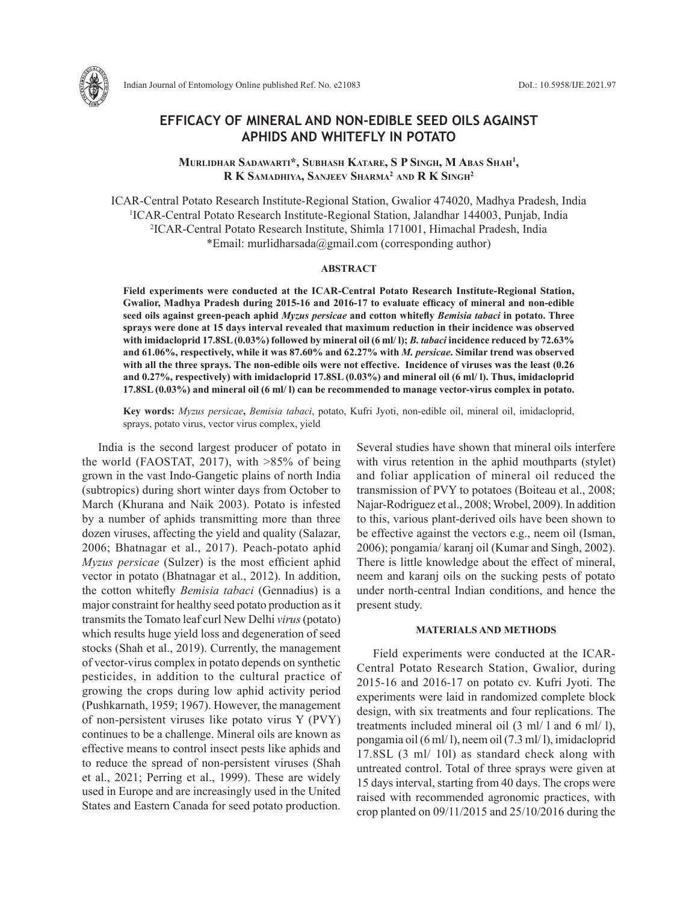# EFFICACY OF MINERAL AND NON-EDIBLE SEED OILS AGAINST APHIDS AND WHITEFLY IN POTATO

**Murlidhar Sadawarti\*, Subhash Katare, S P Singh, M Abas Shah[1], R K Samadhiya, Sanjeev Sharma[2] and R K Singh[2]**

ICAR-Central Potato Research Institute-Regional Station, Gwalior 474020, Madhya Pradesh, India
[1]ICAR-Central Potato Research Institute-Regional Station, Jalandhar 144003, Punjab, India
[2]ICAR-Central Potato Research Institute, Shimla 171001, Himachal Pradesh, India
\*Email: murlidharsada@gmail.com (corresponding author)

## ABSTRACT

**Field experiments were conducted at the ICAR-Central Potato Research Institute-Regional Station, Gwalior, Madhya Pradesh during 2015-16 and 2016-17 to evaluate efficacy of mineral and non-edible seed oils against green-peach aphid *Myzus persicae* and cotton whitefly *Bemisia tabaci* in potato. Three sprays were done at 15 days interval revealed that maximum reduction in their incidence was observed with imidacloprid 17.8SL (0.03%) followed by mineral oil (6 ml/ l); *B. tabaci* incidence reduced by 72.63% and 61.06%, respectively, while it was 87.60% and 62.27% with *M. persicae*. Similar trend was observed with all the three sprays. The non-edible oils were not effective. Incidence of viruses was the least (0.26 and 0.27%, respectively) with imidacloprid 17.8SL (0.03%) and mineral oil (6 ml/ l). Thus, imidacloprid 17.8SL (0.03%) and mineral oil (6 ml/ l) can be recommended to manage vector-virus complex in potato.**

**Key words:** *Myzus persicae*, *Bemisia tabaci*, potato, Kufri Jyoti, non-edible oil, mineral oil, imidacloprid, sprays, potato virus, vector virus complex, yield

India is the second largest producer of potato in the world (FAOSTAT, 2017), with >85% of being grown in the vast Indo-Gangetic plains of north India (subtropics) during short winter days from October to March (Khurana and Naik 2003). Potato is infested by a number of aphids transmitting more than three dozen viruses, affecting the yield and quality (Salazar, 2006; Bhatnagar et al., 2017). Peach-potato aphid *Myzus persicae* (Sulzer) is the most efficient aphid vector in potato (Bhatnagar et al., 2012). In addition, the cotton whitefly *Bemisia tabaci* (Gennadius) is a major constraint for healthy seed potato production as it transmits the Tomato leaf curl New Delhi *virus* (potato) which results huge yield loss and degeneration of seed stocks (Shah et al., 2019). Currently, the management of vector-virus complex in potato depends on synthetic pesticides, in addition to the cultural practice of growing the crops during low aphid activity period (Pushkarnath, 1959; 1967). However, the management of non-persistent viruses like potato virus Y (PVY) continues to be a challenge. Mineral oils are known as effective means to control insect pests like aphids and to reduce the spread of non-persistent viruses (Shah et al., 2021; Perring et al., 1999). These are widely used in Europe and are increasingly used in the United States and Eastern Canada for seed potato production. Several studies have shown that mineral oils interfere with virus retention in the aphid mouthparts (stylet) and foliar application of mineral oil reduced the transmission of PVY to potatoes (Boiteau et al., 2008; Najar-Rodriguez et al., 2008; Wrobel, 2009). In addition to this, various plant-derived oils have been shown to be effective against the vectors e.g., neem oil (Isman, 2006); pongamia/ karanj oil (Kumar and Singh, 2002). There is little knowledge about the effect of mineral, neem and karanj oils on the sucking pests of potato under north-central Indian conditions, and hence the present study.

## MATERIALS AND METHODS

Field experiments were conducted at the ICAR-Central Potato Research Station, Gwalior, during 2015-16 and 2016-17 on potato cv. Kufri Jyoti. The experiments were laid in randomized complete block design, with six treatments and four replications. The treatments included mineral oil (3 ml/ l and 6 ml/ l), pongamia oil (6 ml/ l), neem oil (7.3 ml/ l), imidacloprid 17.8SL (3 ml/ 10l) as standard check along with untreated control. Total of three sprays were given at 15 days interval, starting from 40 days. The crops were raised with recommended agronomic practices, with crop planted on 09/11/2015 and 25/10/2016 during the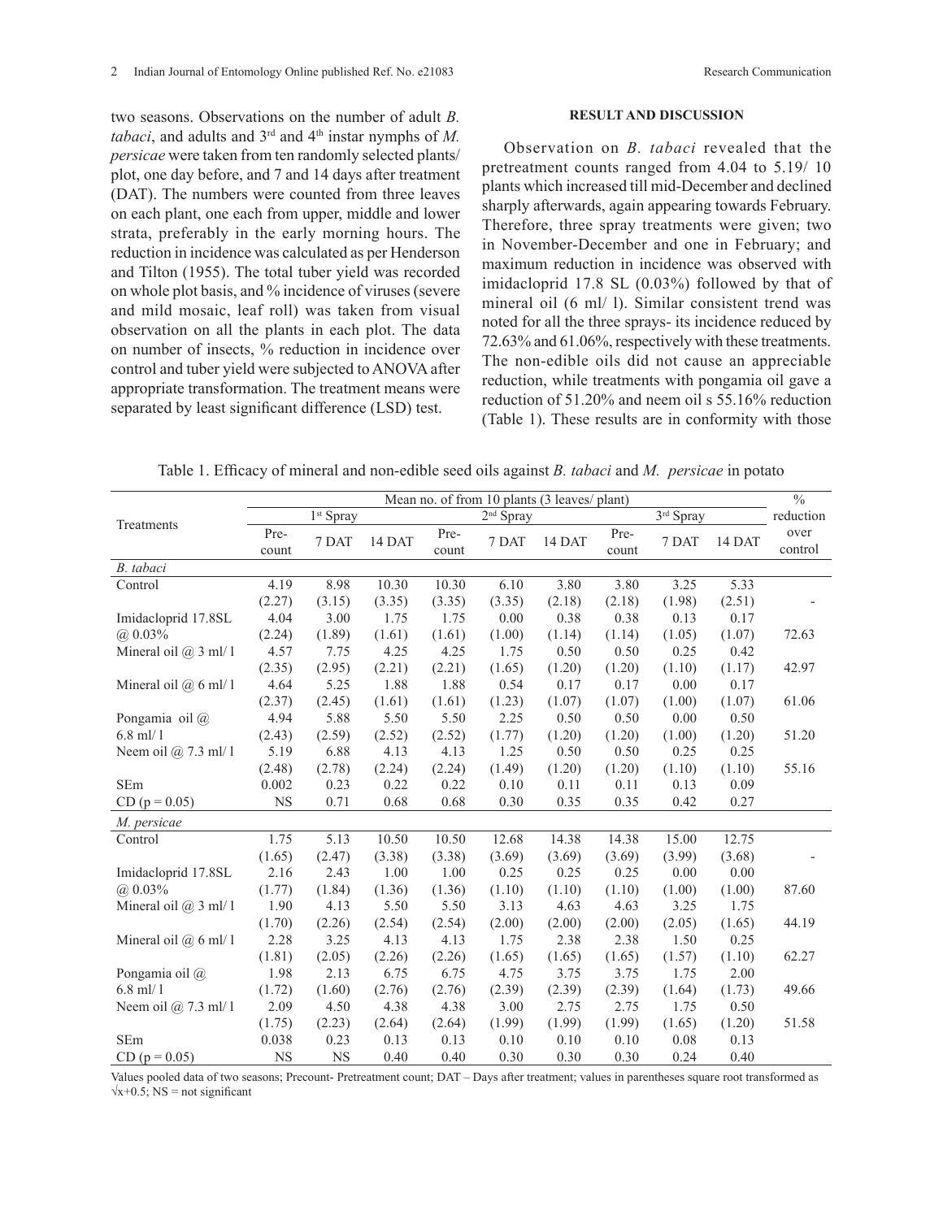two seasons. Observations on the number of adult *B. tabaci*, and adults and 3rd and 4th instar nymphs of *M. persicae* were taken from ten randomly selected plants/ plot, one day before, and 7 and 14 days after treatment (DAT). The numbers were counted from three leaves on each plant, one each from upper, middle and lower strata, preferably in the early morning hours. The reduction in incidence was calculated as per Henderson and Tilton (1955). The total tuber yield was recorded on whole plot basis, and % incidence of viruses (severe and mild mosaic, leaf roll) was taken from visual observation on all the plants in each plot. The data on number of insects, % reduction in incidence over control and tuber yield were subjected to ANOVA after appropriate transformation. The treatment means were separated by least significant difference (LSD) test.

**RESULT AND DISCUSSION**

Observation on *B. tabaci* revealed that the pretreatment counts ranged from 4.04 to 5.19/ 10 plants which increased till mid-December and declined sharply afterwards, again appearing towards February. Therefore, three spray treatments were given; two in November-December and one in February; and maximum reduction in incidence was observed with imidacloprid 17.8 SL (0.03%) followed by that of mineral oil (6 ml/ l). Similar consistent trend was noted for all the three sprays- its incidence reduced by 72.63% and 61.06%, respectively with these treatments. The non-edible oils did not cause an appreciable reduction, while treatments with pongamia oil gave a reduction of 51.20% and neem oil s 55.16% reduction (Table 1). These results are in conformity with those

Table 1. Efficacy of mineral and non-edible seed oils against *B. tabaci* and *M. persicae* in potato

| Treatments | Mean no. of from 10 plants (3 leaves/ plant) | | | | | | | | | % reduction over control |
|---|---|---|---|---|---|---|---|---|---|---|
| | 1st Spray | | | 2nd Spray | | | 3rd Spray | | | |
| | Pre-count | 7 DAT | 14 DAT | Pre-count | 7 DAT | 14 DAT | Pre-count | 7 DAT | 14 DAT | |
| *B. tabaci* | | | | | | | | | | |
| Control | 4.19 (2.27) | 8.98 (3.15) | 10.30 (3.35) | 10.30 (3.35) | 6.10 (3.35) | 3.80 (2.18) | 3.80 (2.18) | 3.25 (1.98) | 5.33 (2.51) | - |
| Imidacloprid 17.8SL @ 0.03% | 4.04 (2.24) | 3.00 (1.89) | 1.75 (1.61) | 1.75 (1.61) | 0.00 (1.00) | 0.38 (1.14) | 0.38 (1.14) | 0.13 (1.05) | 0.17 (1.07) | 72.63 |
| Mineral oil @ 3 ml/ l | 4.57 (2.35) | 7.75 (2.95) | 4.25 (2.21) | 4.25 (2.21) | 1.75 (1.65) | 0.50 (1.20) | 0.50 (1.20) | 0.25 (1.10) | 0.42 (1.17) | 42.97 |
| Mineral oil @ 6 ml/ l | 4.64 (2.37) | 5.25 (2.45) | 1.88 (1.61) | 1.88 (1.61) | 0.54 (1.23) | 0.17 (1.07) | 0.17 (1.07) | 0.00 (1.00) | 0.17 (1.07) | 61.06 |
| Pongamia oil @ 6.8 ml/ l | 4.94 (2.43) | 5.88 (2.59) | 5.50 (2.52) | 5.50 (2.52) | 2.25 (1.77) | 0.50 (1.20) | 0.50 (1.20) | 0.00 (1.00) | 0.50 (1.20) | 51.20 |
| Neem oil @ 7.3 ml/ l | 5.19 (2.48) | 6.88 (2.78) | 4.13 (2.24) | 4.13 (2.24) | 1.25 (1.49) | 0.50 (1.20) | 0.50 (1.20) | 0.25 (1.10) | 0.25 (1.10) | 55.16 |
| SEm | 0.002 | 0.23 | 0.22 | 0.22 | 0.10 | 0.11 | 0.11 | 0.13 | 0.09 | |
| CD (p = 0.05) | NS | 0.71 | 0.68 | 0.68 | 0.30 | 0.35 | 0.35 | 0.42 | 0.27 | |
| *M. persicae* | | | | | | | | | | |
| Control | 1.75 (1.65) | 5.13 (2.47) | 10.50 (3.38) | 10.50 (3.38) | 12.68 (3.69) | 14.38 (3.69) | 14.38 (3.69) | 15.00 (3.99) | 12.75 (3.68) | - |
| Imidacloprid 17.8SL @ 0.03% | 2.16 (1.77) | 2.43 (1.84) | 1.00 (1.36) | 1.00 (1.36) | 0.25 (1.10) | 0.25 (1.10) | 0.25 (1.10) | 0.00 (1.00) | 0.00 (1.00) | 87.60 |
| Mineral oil @ 3 ml/ l | 1.90 (1.70) | 4.13 (2.26) | 5.50 (2.54) | 5.50 (2.54) | 3.13 (2.00) | 4.63 (2.00) | 4.63 (2.00) | 3.25 (2.05) | 1.75 (1.65) | 44.19 |
| Mineral oil @ 6 ml/ l | 2.28 (1.81) | 3.25 (2.05) | 4.13 (2.26) | 4.13 (2.26) | 1.75 (1.65) | 2.38 (1.65) | 2.38 (1.65) | 1.50 (1.57) | 0.25 (1.10) | 62.27 |
| Pongamia oil @ 6.8 ml/ l | 1.98 (1.72) | 2.13 (1.60) | 6.75 (2.76) | 6.75 (2.76) | 4.75 (2.39) | 3.75 (2.39) | 3.75 (2.39) | 1.75 (1.64) | 2.00 (1.73) | 49.66 |
| Neem oil @ 7.3 ml/ l | 2.09 (1.75) | 4.50 (2.23) | 4.38 (2.64) | 4.38 (2.64) | 3.00 (1.99) | 2.75 (1.99) | 2.75 (1.99) | 1.75 (1.65) | 0.50 (1.20) | 51.58 |
| SEm | 0.038 | 0.23 | 0.13 | 0.13 | 0.10 | 0.10 | 0.10 | 0.08 | 0.13 | |
| CD (p = 0.05) | NS | NS | 0.40 | 0.40 | 0.30 | 0.30 | 0.30 | 0.24 | 0.40 | |

Values pooled data of two seasons; Precount- Pretreatment count; DAT – Days after treatment; values in parentheses square root transformed as $\sqrt{x+0.5}$; NS = not significant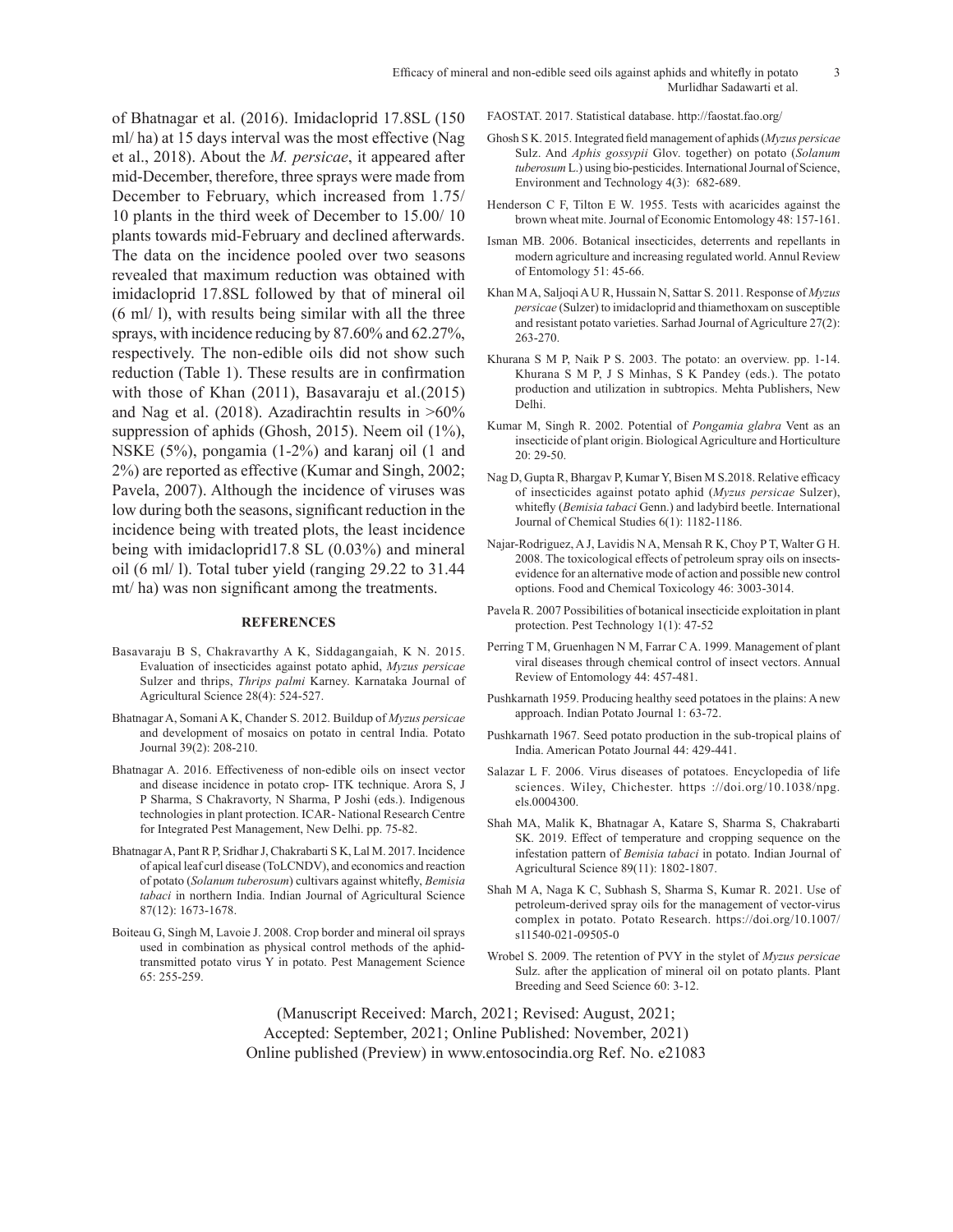of Bhatnagar et al. (2016). Imidacloprid 17.8SL (150 ml/ ha) at 15 days interval was the most effective (Nag et al., 2018). About the *M. persicae*, it appeared after mid-December, therefore, three sprays were made from December to February, which increased from 1.75/ 10 plants in the third week of December to 15.00/ 10 plants towards mid-February and declined afterwards. The data on the incidence pooled over two seasons revealed that maximum reduction was obtained with imidacloprid 17.8SL followed by that of mineral oil (6 ml/ l), with results being similar with all the three sprays, with incidence reducing by 87.60% and 62.27%, respectively. The non-edible oils did not show such reduction (Table 1). These results are in confirmation with those of Khan (2011), Basavaraju et al.(2015) and Nag et al. (2018). Azadirachtin results in >60% suppression of aphids (Ghosh, 2015). Neem oil (1%), NSKE (5%), pongamia (1-2%) and karanj oil (1 and 2%) are reported as effective (Kumar and Singh, 2002; Pavela, 2007). Although the incidence of viruses was low during both the seasons, significant reduction in the incidence being with treated plots, the least incidence being with imidacloprid17.8 SL (0.03%) and mineral oil (6 ml/ l). Total tuber yield (ranging 29.22 to 31.44 mt/ ha) was non significant among the treatments.

## REFERENCES

Basavaraju B S, Chakravarthy A K, Siddagangaiah, K N. 2015. Evaluation of insecticides against potato aphid, *Myzus persicae* Sulzer and thrips, *Thrips palmi* Karney. Karnataka Journal of Agricultural Science 28(4): 524-527.

Bhatnagar A, Somani A K, Chander S. 2012. Buildup of *Myzus persicae* and development of mosaics on potato in central India. Potato Journal 39(2): 208-210.

Bhatnagar A. 2016. Effectiveness of non-edible oils on insect vector and disease incidence in potato crop- ITK technique. Arora S, J P Sharma, S Chakravorty, N Sharma, P Joshi (eds.). Indigenous technologies in plant protection. ICAR- National Research Centre for Integrated Pest Management, New Delhi. pp. 75-82.

Bhatnagar A, Pant R P, Sridhar J, Chakrabarti S K, Lal M. 2017. Incidence of apical leaf curl disease (ToLCNDV), and economics and reaction of potato (*Solanum tuberosum*) cultivars against whitefly, *Bemisia tabaci* in northern India. Indian Journal of Agricultural Science 87(12): 1673-1678.

Boiteau G, Singh M, Lavoie J. 2008. Crop border and mineral oil sprays used in combination as physical control methods of the aphid-transmitted potato virus Y in potato. Pest Management Science 65: 255-259.

FAOSTAT. 2017. Statistical database. http://faostat.fao.org/

Ghosh S K. 2015. Integrated field management of aphids (*Myzus persicae* Sulz. And *Aphis gossypii* Glov. together) on potato (*Solanum tuberosum* L.) using bio-pesticides. International Journal of Science, Environment and Technology 4(3): 682-689.

Henderson C F, Tilton E W. 1955. Tests with acaricides against the brown wheat mite. Journal of Economic Entomology 48: 157-161.

Isman MB. 2006. Botanical insecticides, deterrents and repellants in modern agriculture and increasing regulated world. Annul Review of Entomology 51: 45-66.

Khan M A, Saljoqi A U R, Hussain N, Sattar S. 2011. Response of *Myzus persicae* (Sulzer) to imidacloprid and thiamethoxam on susceptible and resistant potato varieties. Sarhad Journal of Agriculture 27(2): 263-270.

Khurana S M P, Naik P S. 2003. The potato: an overview. pp. 1-14. Khurana S M P, J S Minhas, S K Pandey (eds.). The potato production and utilization in subtropics. Mehta Publishers, New Delhi.

Kumar M, Singh R. 2002. Potential of *Pongamia glabra* Vent as an insecticide of plant origin. Biological Agriculture and Horticulture 20: 29-50.

Nag D, Gupta R, Bhargav P, Kumar Y, Bisen M S.2018. Relative efficacy of insecticides against potato aphid (*Myzus persicae* Sulzer), whitefly (*Bemisia tabaci* Genn.) and ladybird beetle. International Journal of Chemical Studies 6(1): 1182-1186.

Najar-Rodriguez, A J, Lavidis N A, Mensah R K, Choy P T, Walter G H. 2008. The toxicological effects of petroleum spray oils on insects-evidence for an alternative mode of action and possible new control options. Food and Chemical Toxicology 46: 3003-3014.

Pavela R. 2007 Possibilities of botanical insecticide exploitation in plant protection. Pest Technology 1(1): 47-52

Perring T M, Gruenhagen N M, Farrar C A. 1999. Management of plant viral diseases through chemical control of insect vectors. Annual Review of Entomology 44: 457-481.

Pushkarnath 1959. Producing healthy seed potatoes in the plains: A new approach. Indian Potato Journal 1: 63-72.

Pushkarnath 1967. Seed potato production in the sub-tropical plains of India. American Potato Journal 44: 429-441.

Salazar L F. 2006. Virus diseases of potatoes. Encyclopedia of life sciences. Wiley, Chichester. https ://doi.org/10.1038/npg.els.0004300.

Shah MA, Malik K, Bhatnagar A, Katare S, Sharma S, Chakrabarti SK. 2019. Effect of temperature and cropping sequence on the infestation pattern of *Bemisia tabaci* in potato. Indian Journal of Agricultural Science 89(11): 1802-1807.

Shah M A, Naga K C, Subhash S, Sharma S, Kumar R. 2021. Use of petroleum-derived spray oils for the management of vector-virus complex in potato. Potato Research. https://doi.org/10.1007/s11540-021-09505-0

Wrobel S. 2009. The retention of PVY in the stylet of *Myzus persicae* Sulz. after the application of mineral oil on potato plants. Plant Breeding and Seed Science 60: 3-12.

(Manuscript Received: March, 2021; Revised: August, 2021; Accepted: September, 2021; Online Published: November, 2021)
Online published (Preview) in www.entosocindia.org Ref. No. e21083